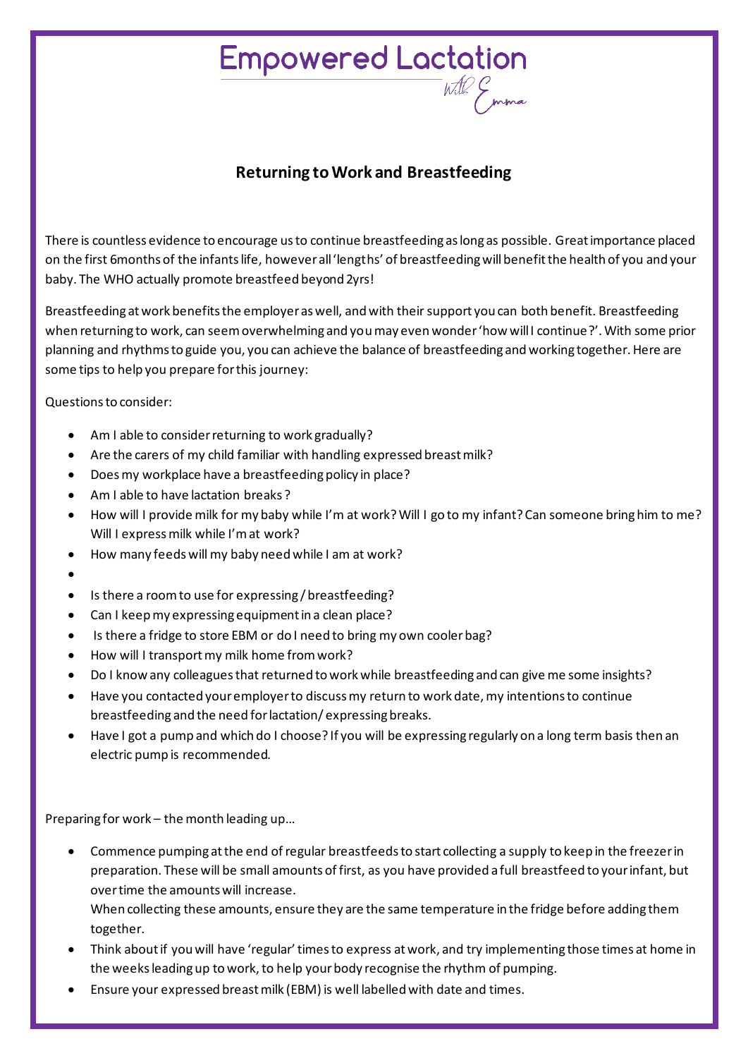# Empowered Lactation

*With Emma*

## Returning to Work and Breastfeeding

There is countless evidence to encourage us to continue breastfeeding as long as possible. Great importance placed on the first 6months of the infants life, however all 'lengths' of breastfeeding will benefit the health of you and your baby. The WHO actually promote breastfeed beyond 2yrs!

Breastfeeding at work benefits the employer as well, and with their support you can both benefit. Breastfeeding when returning to work, can seem overwhelming and you may even wonder 'how will I continue?'. With some prior planning and rhythms to guide you, you can achieve the balance of breastfeeding and working together. Here are some tips to help you prepare for this journey:

Questions to consider:

- Am I able to consider returning to work gradually?
- Are the carers of my child familiar with handling expressed breast milk?
- Does my workplace have a breastfeeding policy in place?
- Am I able to have lactation breaks?
- How will I provide milk for my baby while I'm at work? Will I go to my infant? Can someone bring him to me? Will I express milk while I'm at work?
- How many feeds will my baby need while I am at work?
-
- Is there a room to use for expressing / breastfeeding?
- Can I keep my expressing equipment in a clean place?
- Is there a fridge to store EBM or do I need to bring my own cooler bag?
- How will I transport my milk home from work?
- Do I know any colleagues that returned to work while breastfeeding and can give me some insights?
- Have you contacted your employer to discuss my return to work date, my intentions to continue breastfeeding and the need for lactation/ expressing breaks.
- Have I got a pump and which do I choose? If you will be expressing regularly on a long term basis then an electric pump is recommended.

Preparing for work – the month leading up…

- Commence pumping at the end of regular breastfeeds to start collecting a supply to keep in the freezer in preparation. These will be small amounts of first, as you have provided a full breastfeed to your infant, but over time the amounts will increase.
  When collecting these amounts, ensure they are the same temperature in the fridge before adding them together.
- Think about if you will have 'regular' times to express at work, and try implementing those times at home in the weeks leading up to work, to help your body recognise the rhythm of pumping.
- Ensure your expressed breast milk (EBM) is well labelled with date and times.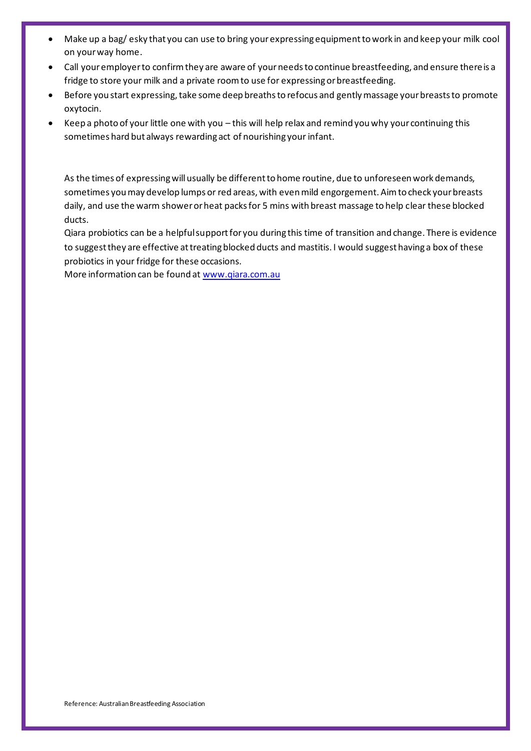- Make up a bag/ esky that you can use to bring your expressing equipment to work in and keep your milk cool on your way home.
- Call your employer to confirm they are aware of your needs to continue breastfeeding, and ensure there is a fridge to store your milk and a private room to use for expressing or breastfeeding.
- Before you start expressing, take some deep breaths to refocus and gently massage your breasts to promote oxytocin.
- Keep a photo of your little one with you – this will help relax and remind you why your continuing this sometimes hard but always rewarding act of nourishing your infant.

As the times of expressing will usually be different to home routine, due to unforeseen work demands, sometimes you may develop lumps or red areas, with even mild engorgement. Aim to check your breasts daily, and use the warm shower or heat packs for 5 mins with breast massage to help clear these blocked ducts.

Qiara probiotics can be a helpful support for you during this time of transition and change. There is evidence to suggest they are effective at treating blocked ducts and mastitis. I would suggest having a box of these probiotics in your fridge for these occasions.

More information can be found at [www.qiara.com.au](http://www.qiara.com.au)

Reference: Australian Breastfeeding Association